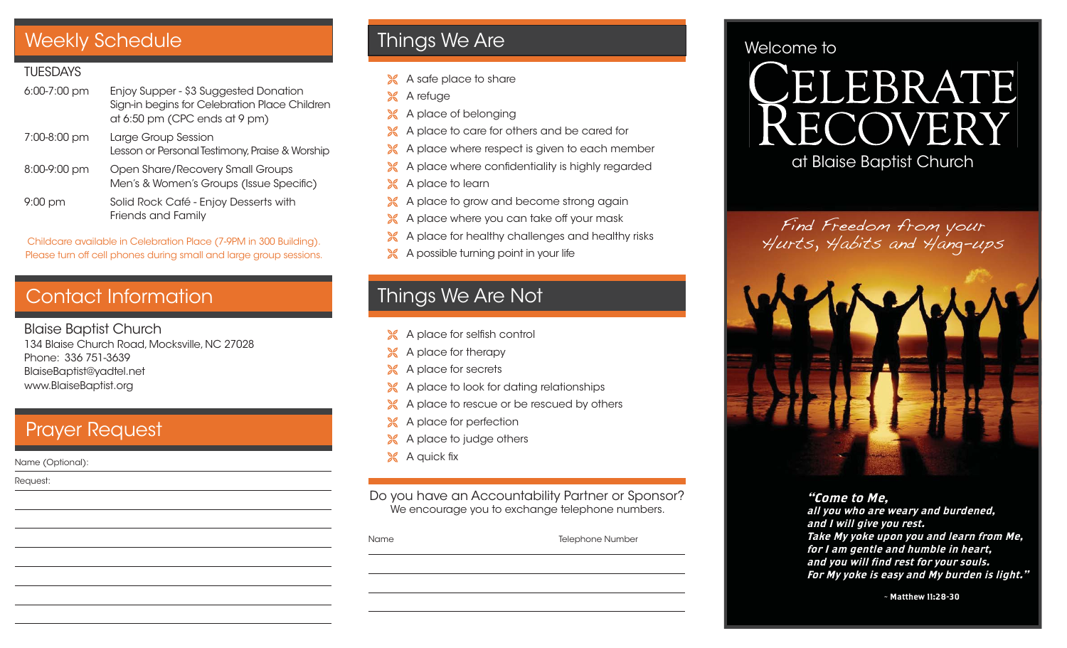## Weekly Schedule

TUESDAYS

| Time | Activity |
| --- | --- |
| 6:00-7:00 pm | Enjoy Supper - $3 Suggested Donation<br>Sign-in begins for Celebration Place Children at 6:50 pm (CPC ends at 9 pm) |
| 7:00-8:00 pm | Large Group Session<br>Lesson or Personal Testimony, Praise & Worship |
| 8:00-9:00 pm | Open Share/Recovery Small Groups<br>Men's & Women's Groups (Issue Specific) |
| 9:00 pm | Solid Rock Café - Enjoy Desserts with Friends and Family |

Childcare available in Celebration Place (7-9PM in 300 Building).
Please turn off cell phones during small and large group sessions.

## Contact Information

Blaise Baptist Church
134 Blaise Church Road, Mocksville, NC 27028
Phone: 336 751-3639
BlaiseBaptist@yadtel.net
www.BlaiseBaptist.org

## Prayer Request

Name (Optional): ______________________________

Request: ______________________________

______________________________

______________________________

______________________________

______________________________

______________________________

______________________________

______________________________

## Things We Are

- A safe place to share
- A refuge
- A place of belonging
- A place to care for others and be cared for
- A place where respect is given to each member
- A place where confidentiality is highly regarded
- A place to learn
- A place to grow and become strong again
- A place where you can take off your mask
- A place for healthy challenges and healthy risks
- A possible turning point in your life

## Things We Are Not

- A place for selfish control
- A place for therapy
- A place for secrets
- A place to look for dating relationships
- A place to rescue or be rescued by others
- A place for perfection
- A place to judge others
- A quick fix

Do you have an Accountability Partner or Sponsor?
We encourage you to exchange telephone numbers.

| Name | Telephone Number |
| --- | --- |
| | |
| | |
| | |
| | |

Welcome to

# Celebrate Recovery

at Blaise Baptist Church

*Find Freedom from your Hurts, Habits and Hang-ups*

***"Come to Me,
all you who are weary and burdened,
and I will give you rest.
Take My yoke upon you and learn from Me,
for I am gentle and humble in heart,
and you will find rest for your souls.
For My yoke is easy and My burden is light."***

**~ Matthew 11:28-30**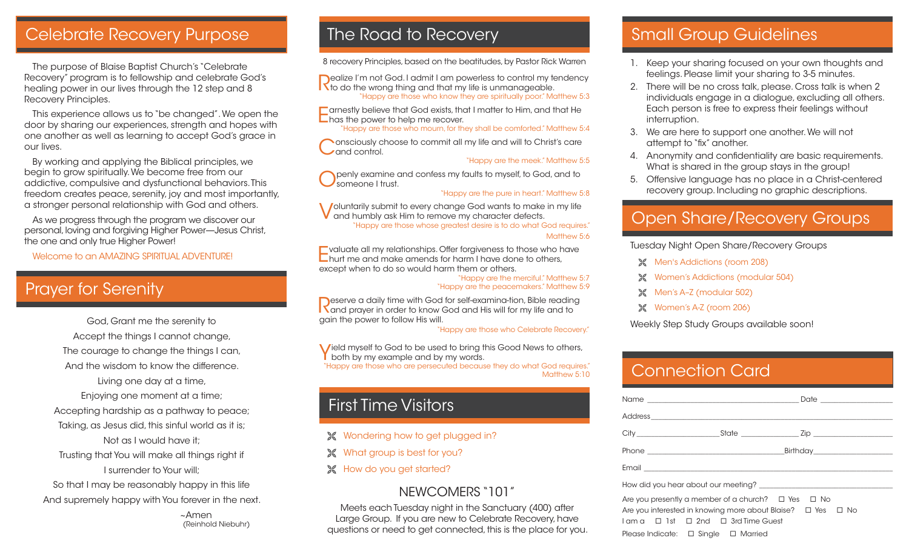## Celebrate Recovery Purpose

The purpose of Blaise Baptist Church's "Celebrate Recovery" program is to fellowship and celebrate God's healing power in our lives through the 12 step and 8 Recovery Principles.

This experience allows us to "be changed". We open the door by sharing our experiences, strength and hopes with one another as well as learning to accept God's grace in our lives.

By working and applying the Biblical principles, we begin to grow spiritually. We become free from our addictive, compulsive and dysfunctional behaviors. This freedom creates peace, serenity, joy and most importantly, a stronger personal relationship with God and others.

As we progress through the program we discover our personal, loving and forgiving Higher Power—Jesus Christ, the one and only true Higher Power!

Welcome to an AMAZING SPIRITUAL ADVENTURE!

## Prayer for Serenity

God, Grant me the serenity to
Accept the things I cannot change,
The courage to change the things I can,
And the wisdom to know the difference.
Living one day at a time,
Enjoying one moment at a time;
Accepting hardship as a pathway to peace;
Taking, as Jesus did, this sinful world as it is;
Not as I would have it;
Trusting that You will make all things right if
I surrender to Your will;
So that I may be reasonably happy in this life
And supremely happy with You forever in the next.

~Amen
(Reinhold Niebuhr)

## The Road to Recovery

8 recovery Principles, based on the beatitudes, by Pastor Rick Warren

**R**ealize I'm not God. I admit I am powerless to control my tendency to do the wrong thing and that my life is unmanageable.
"Happy are those who know they are spiritually poor." Matthew 5:3

**E**arnestly believe that God exists, that I matter to Him, and that He has the power to help me recover.
"Happy are those who mourn, for they shall be comforted." Matthew 5:4

**C**onsciously choose to commit all my life and will to Christ's care and control.
"Happy are the meek." Matthew 5:5

**O**penly examine and confess my faults to myself, to God, and to someone I trust.
"Happy are the pure in heart." Matthew 5:8

**V**oluntarily submit to every change God wants to make in my life and humbly ask Him to remove my character defects.
"Happy are those whose greatest desire is to do what God requires." Matthew 5:6

**E**valuate all my relationships. Offer forgiveness to those who have hurt me and make amends for harm I have done to others, except when to do so would harm them or others.
"Happy are the merciful." Matthew 5:7
"Happy are the peacemakers." Matthew 5:9

**R**eserve a daily time with God for self-examina-tion, Bible reading and prayer in order to know God and His will for my life and to gain the power to follow His will.
"Happy are those who Celebrate Recovery."

**Y**ield myself to God to be used to bring this Good News to others, both by my example and by my words.
"Happy are those who are persecuted because they do what God requires." Matthew 5:10

## First Time Visitors

- Wondering how to get plugged in?
- What group is best for you?
- How do you get started?

### NEWCOMERS "101"

Meets each Tuesday night in the Sanctuary (400) after Large Group. If you are new to Celebrate Recovery, have questions or need to get connected, this is the place for you.

## Small Group Guidelines

1. Keep your sharing focused on your own thoughts and feelings. Please limit your sharing to 3-5 minutes.
2. There will be no cross talk, please. Cross talk is when 2 individuals engage in a dialogue, excluding all others. Each person is free to express their feelings without interruption.
3. We are here to support one another. We will not attempt to "fix" another.
4. Anonymity and confidentiality are basic requirements. What is shared in the group stays in the group!
5. Offensive language has no place in a Christ-centered recovery group. Including no graphic descriptions.

## Open Share/Recovery Groups

Tuesday Night Open Share/Recovery Groups

- Men's Addictions (room 208)
- Women's Addictions (modular 504)
- Men's A–Z (modular 502)
- Women's A-Z (room 206)

Weekly Step Study Groups available soon!

## Connection Card

Name ______________________ Date __________

Address ______________________________

City ____________ State ________ Zip ____________

Phone ____________________ Birthday ____________

Email ______________________________

How did you hear about our meeting? ______________

Are you presently a member of a church? ☐ Yes ☐ No

Are you interested in knowing more about Blaise? ☐ Yes ☐ No

I am a ☐ 1st ☐ 2nd ☐ 3rd Time Guest

Please Indicate: ☐ Single ☐ Married